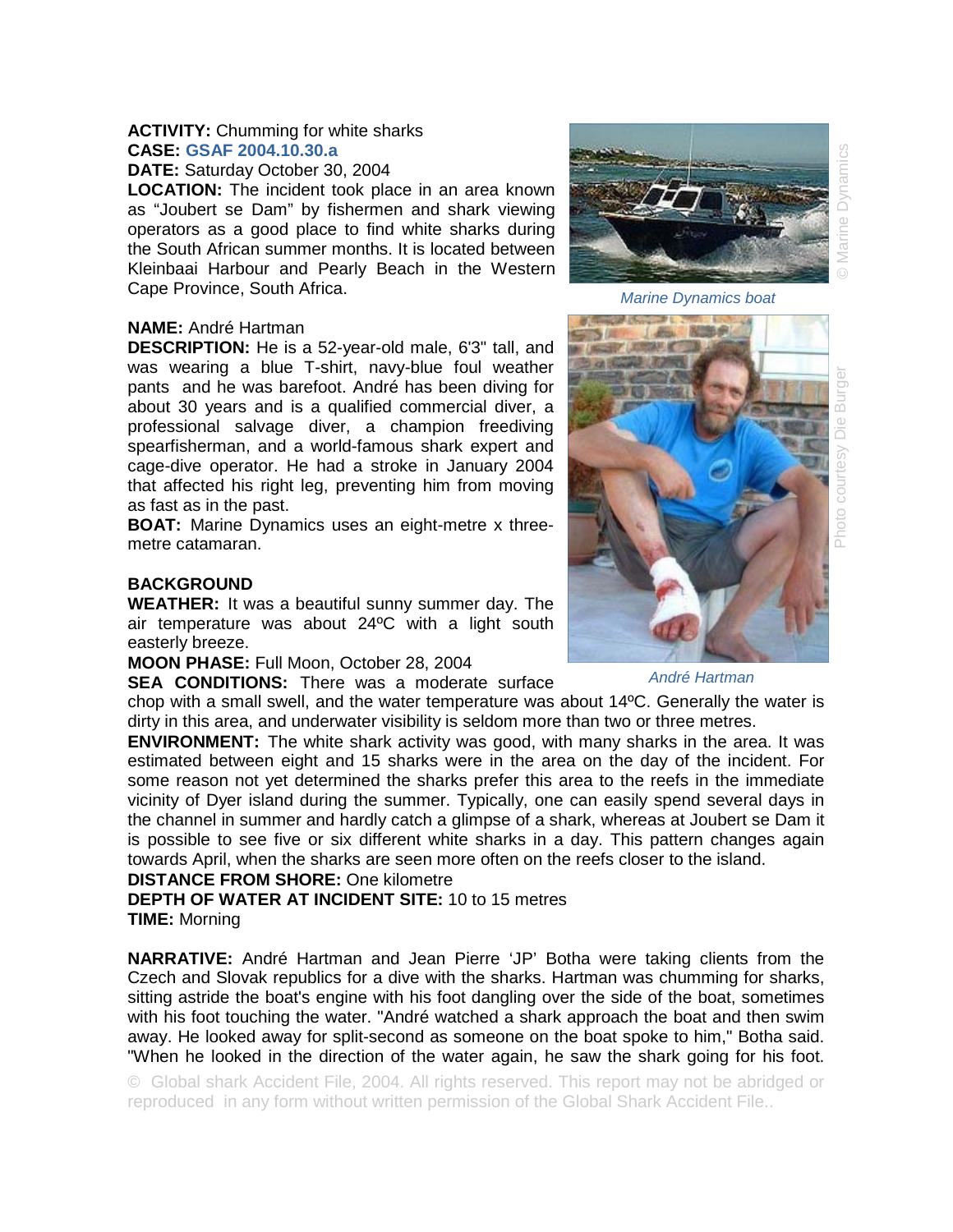**ACTIVITY:** Chumming for white sharks
**CASE:** GSAF 2004.10.30.a
**DATE:** Saturday October 30, 2004
**LOCATION:** The incident took place in an area known as "Joubert se Dam" by fishermen and shark viewing operators as a good place to find white sharks during the South African summer months. It is located between Kleinbaai Harbour and Pearly Beach in the Western Cape Province, South Africa.

*Marine Dynamics boat*

**NAME:** André Hartman
**DESCRIPTION:** He is a 52-year-old male, 6'3" tall, and was wearing a blue T-shirt, navy-blue foul weather pants and he was barefoot. André has been diving for about 30 years and is a qualified commercial diver, a professional salvage diver, a champion freediving spearfisherman, and a world-famous shark expert and cage-dive operator. He had a stroke in January 2004 that affected his right leg, preventing him from moving as fast as in the past.
**BOAT:** Marine Dynamics uses an eight-metre x three-metre catamaran.

*André Hartman*

**BACKGROUND**
**WEATHER:** It was a beautiful sunny summer day. The air temperature was about 24ºC with a light south easterly breeze.
**MOON PHASE:** Full Moon, October 28, 2004
**SEA CONDITIONS:** There was a moderate surface chop with a small swell, and the water temperature was about 14ºC. Generally the water is dirty in this area, and underwater visibility is seldom more than two or three metres.
**ENVIRONMENT:** The white shark activity was good, with many sharks in the area. It was estimated between eight and 15 sharks were in the area on the day of the incident. For some reason not yet determined the sharks prefer this area to the reefs in the immediate vicinity of Dyer island during the summer. Typically, one can easily spend several days in the channel in summer and hardly catch a glimpse of a shark, whereas at Joubert se Dam it is possible to see five or six different white sharks in a day. This pattern changes again towards April, when the sharks are seen more often on the reefs closer to the island.
**DISTANCE FROM SHORE:** One kilometre
**DEPTH OF WATER AT INCIDENT SITE:** 10 to 15 metres
**TIME:** Morning

**NARRATIVE:** André Hartman and Jean Pierre 'JP' Botha were taking clients from the Czech and Slovak republics for a dive with the sharks. Hartman was chumming for sharks, sitting astride the boat's engine with his foot dangling over the side of the boat, sometimes with his foot touching the water. "André watched a shark approach the boat and then swim away. He looked away for split-second as someone on the boat spoke to him," Botha said. "When he looked in the direction of the water again, he saw the shark going for his foot.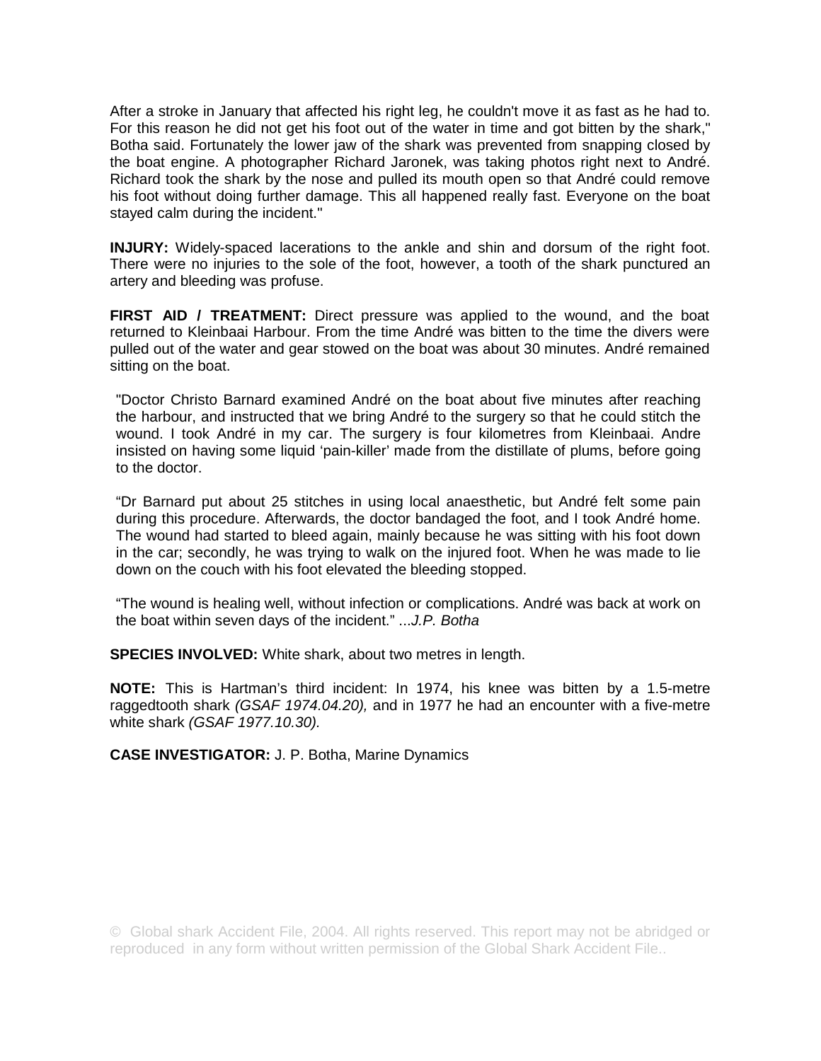After a stroke in January that affected his right leg, he couldn't move it as fast as he had to. For this reason he did not get his foot out of the water in time and got bitten by the shark," Botha said. Fortunately the lower jaw of the shark was prevented from snapping closed by the boat engine. A photographer Richard Jaronek, was taking photos right next to André. Richard took the shark by the nose and pulled its mouth open so that André could remove his foot without doing further damage. This all happened really fast. Everyone on the boat stayed calm during the incident."

**INJURY:** Widely-spaced lacerations to the ankle and shin and dorsum of the right foot. There were no injuries to the sole of the foot, however, a tooth of the shark punctured an artery and bleeding was profuse.

**FIRST AID / TREATMENT:** Direct pressure was applied to the wound, and the boat returned to Kleinbaai Harbour. From the time André was bitten to the time the divers were pulled out of the water and gear stowed on the boat was about 30 minutes. André remained sitting on the boat.

> "Doctor Christo Barnard examined André on the boat about five minutes after reaching the harbour, and instructed that we bring André to the surgery so that he could stitch the wound. I took André in my car. The surgery is four kilometres from Kleinbaai. Andre insisted on having some liquid 'pain-killer' made from the distillate of plums, before going to the doctor.
>
> "Dr Barnard put about 25 stitches in using local anaesthetic, but André felt some pain during this procedure. Afterwards, the doctor bandaged the foot, and I took André home. The wound had started to bleed again, mainly because he was sitting with his foot down in the car; secondly, he was trying to walk on the injured foot. When he was made to lie down on the couch with his foot elevated the bleeding stopped.
>
> "The wound is healing well, without infection or complications. André was back at work on the boat within seven days of the incident." ...*J.P. Botha*

**SPECIES INVOLVED:** White shark, about two metres in length.

**NOTE:** This is Hartman's third incident: In 1974, his knee was bitten by a 1.5-metre raggedtooth shark *(GSAF 1974.04.20),* and in 1977 he had an encounter with a five-metre white shark *(GSAF 1977.10.30).*

**CASE INVESTIGATOR:** J. P. Botha, Marine Dynamics

© Global shark Accident File, 2004. All rights reserved. This report may not be abridged or reproduced in any form without written permission of the Global Shark Accident File..